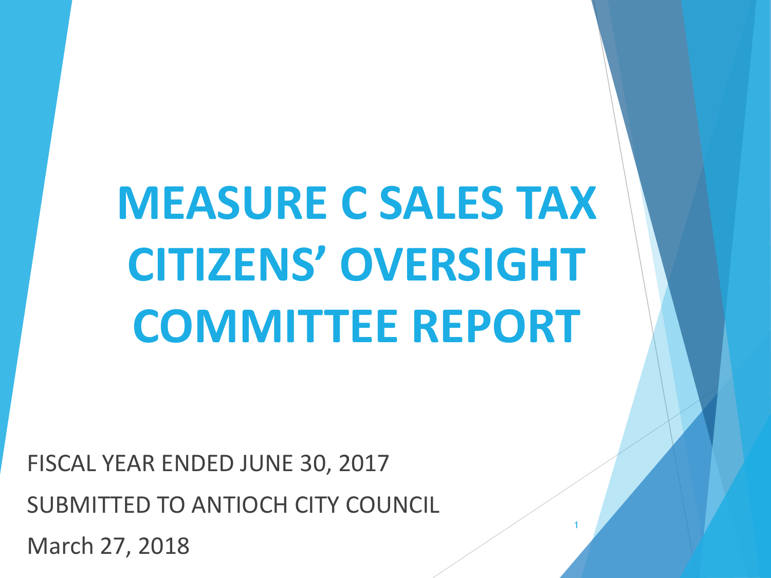# MEASURE C SALES TAX CITIZENS' OVERSIGHT COMMITTEE REPORT

FISCAL YEAR ENDED JUNE 30, 2017

SUBMITTED TO ANTIOCH CITY COUNCIL

March 27, 2018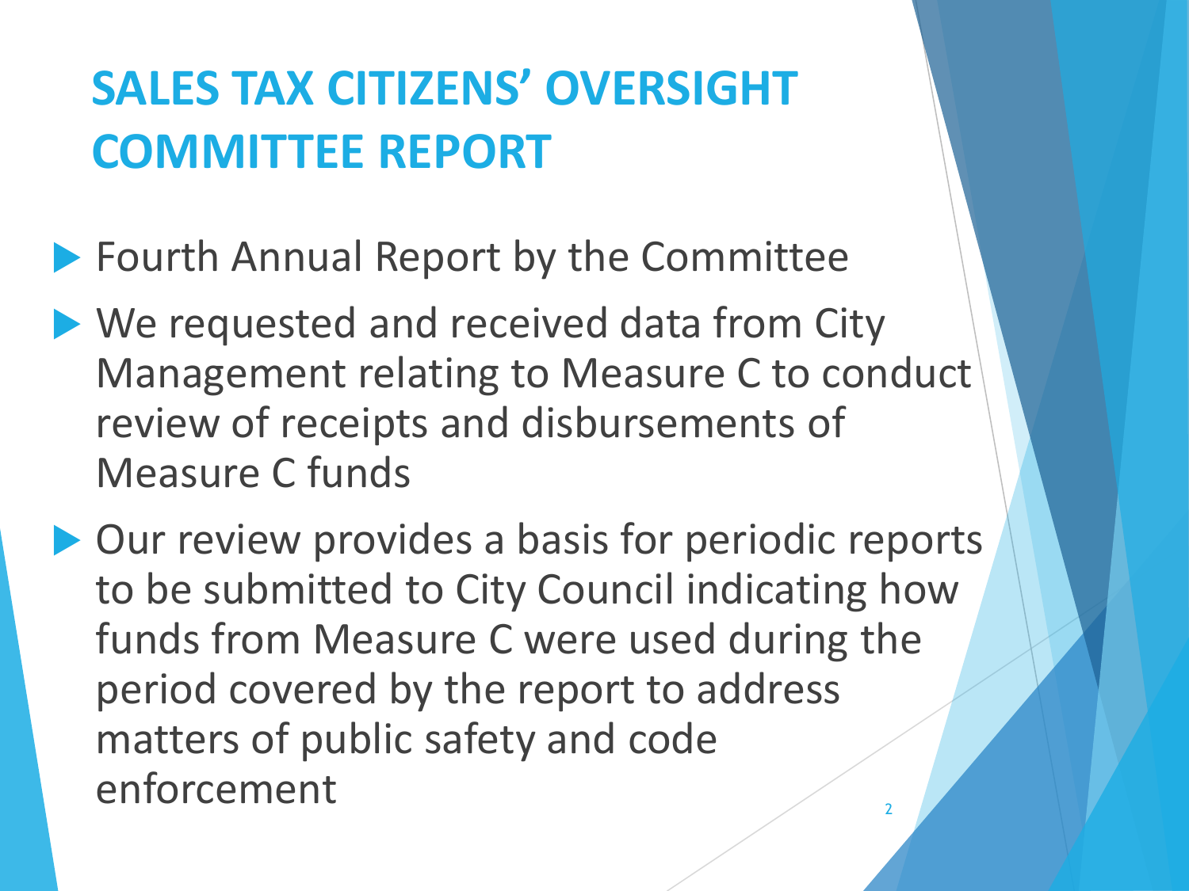# SALES TAX CITIZENS' OVERSIGHT COMMITTEE REPORT

- Fourth Annual Report by the Committee
- We requested and received data from City Management relating to Measure C to conduct review of receipts and disbursements of Measure C funds
- Our review provides a basis for periodic reports to be submitted to City Council indicating how funds from Measure C were used during the period covered by the report to address matters of public safety and code enforcement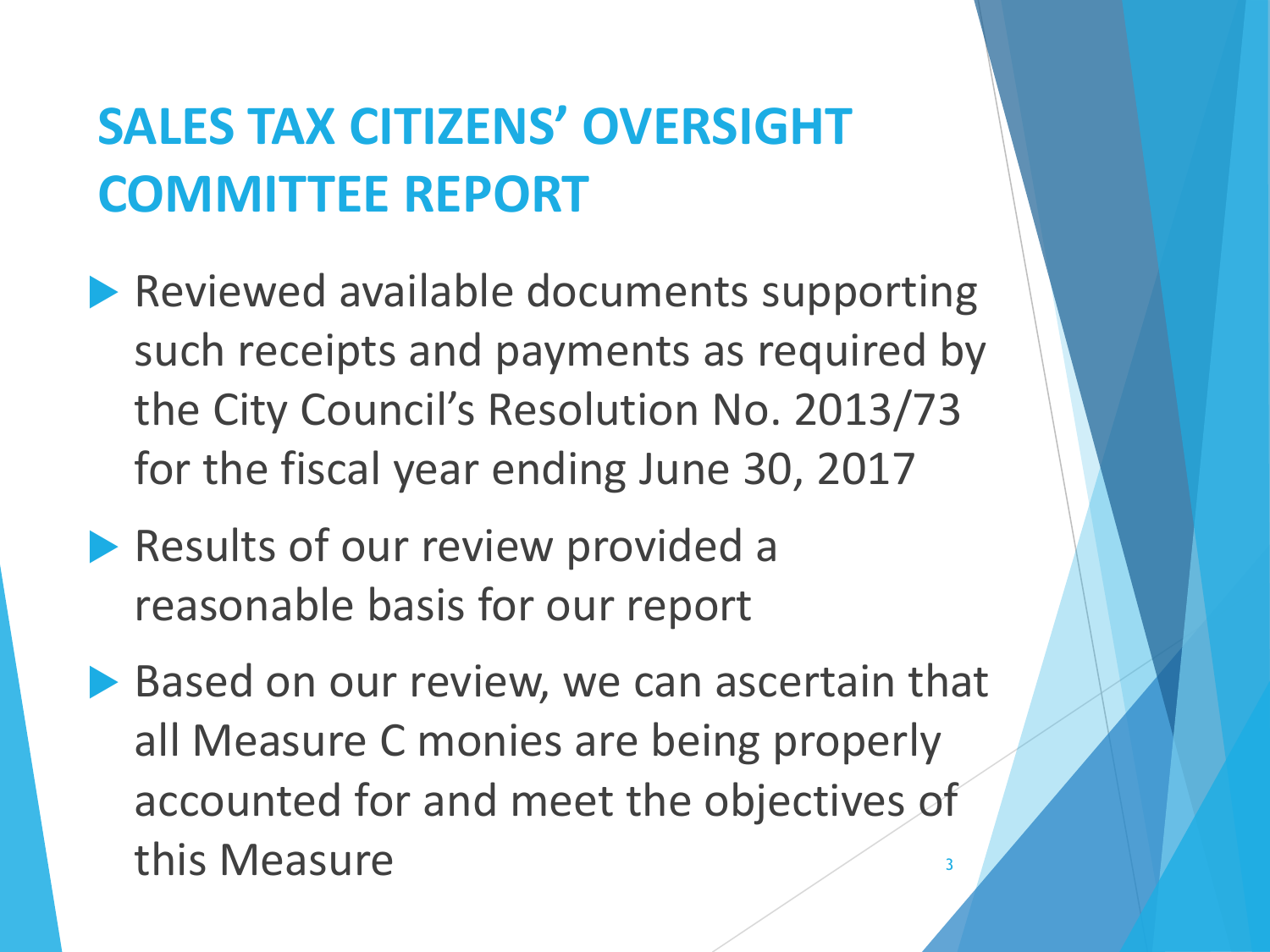# SALES TAX CITIZENS' OVERSIGHT COMMITTEE REPORT

- Reviewed available documents supporting such receipts and payments as required by the City Council's Resolution No. 2013/73 for the fiscal year ending June 30, 2017
- Results of our review provided a reasonable basis for our report
- Based on our review, we can ascertain that all Measure C monies are being properly accounted for and meet the objectives of this Measure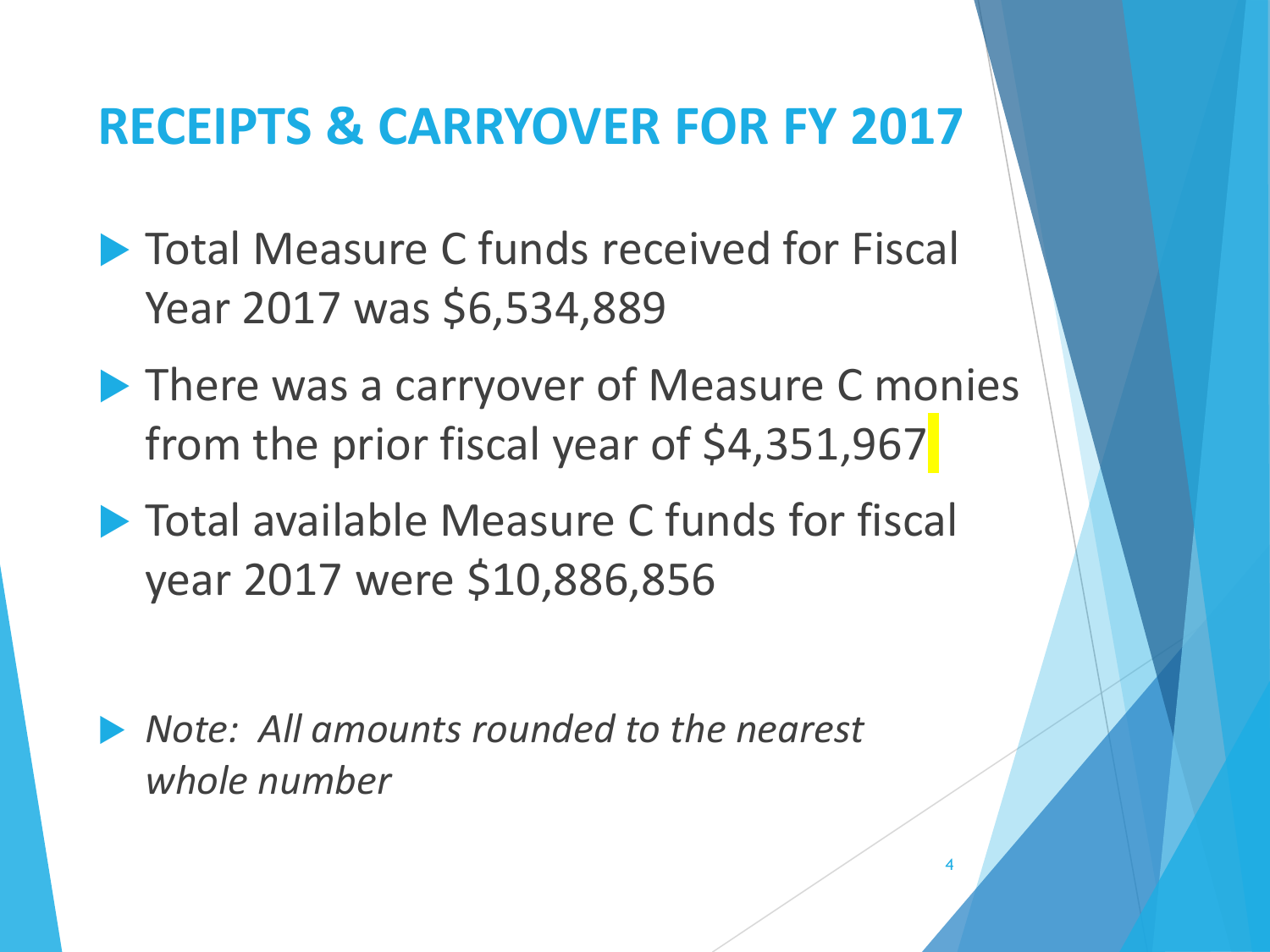# RECEIPTS & CARRYOVER FOR FY 2017

- Total Measure C funds received for Fiscal Year 2017 was $6,534,889
- There was a carryover of Measure C monies from the prior fiscal year of $4,351,967
- Total available Measure C funds for fiscal year 2017 were $10,886,856

- *Note: All amounts rounded to the nearest whole number*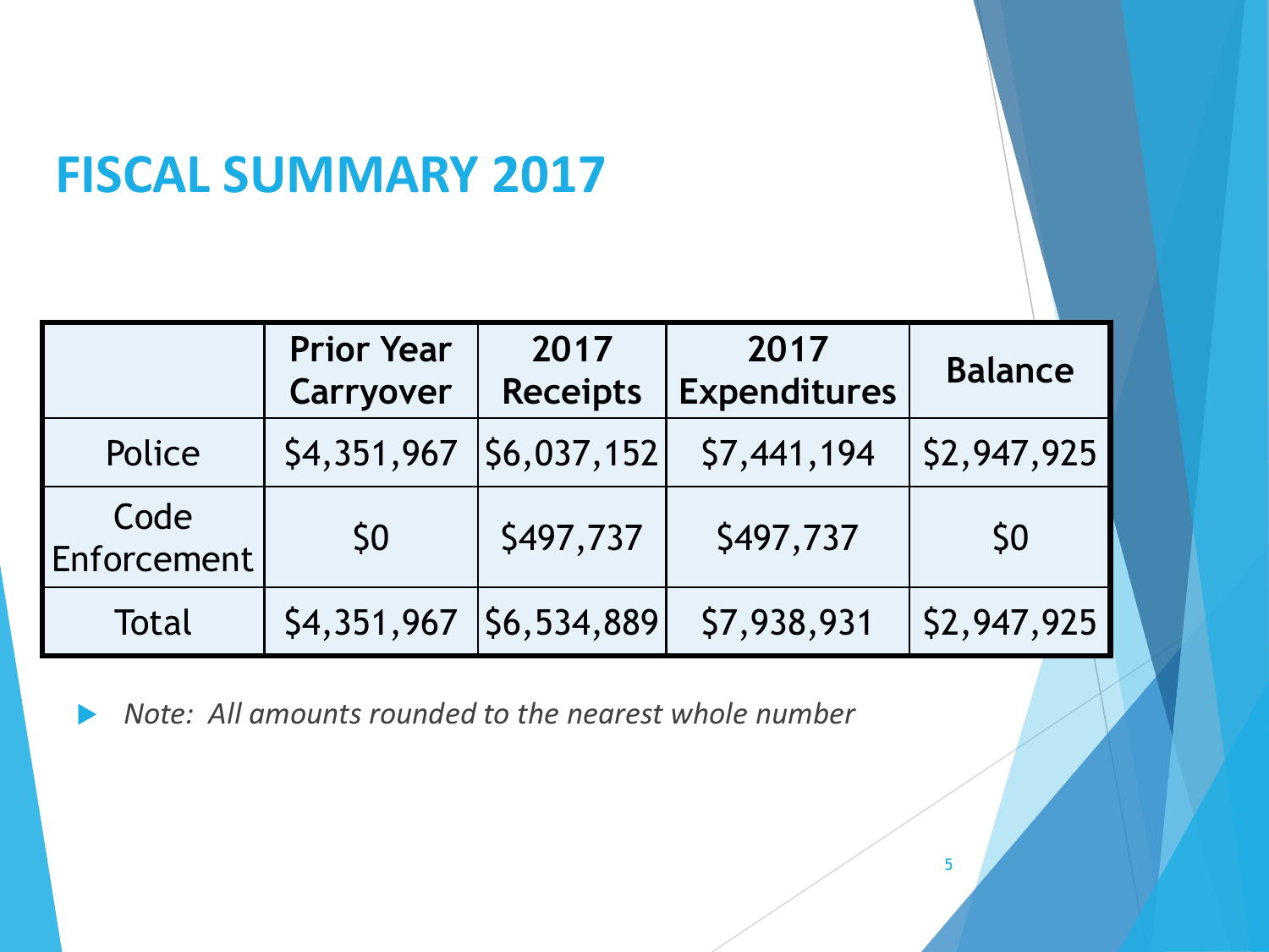# FISCAL SUMMARY 2017

| | Prior Year Carryover | 2017 Receipts | 2017 Expenditures | Balance |
|---|---|---|---|---|
| Police | $4,351,967 | $6,037,152 | $7,441,194 | $2,947,925 |
| Code Enforcement | $0 | $497,737 | $497,737 | $0 |
| Total | $4,351,967 | $6,534,889 | $7,938,931 | $2,947,925 |

- *Note: All amounts rounded to the nearest whole number*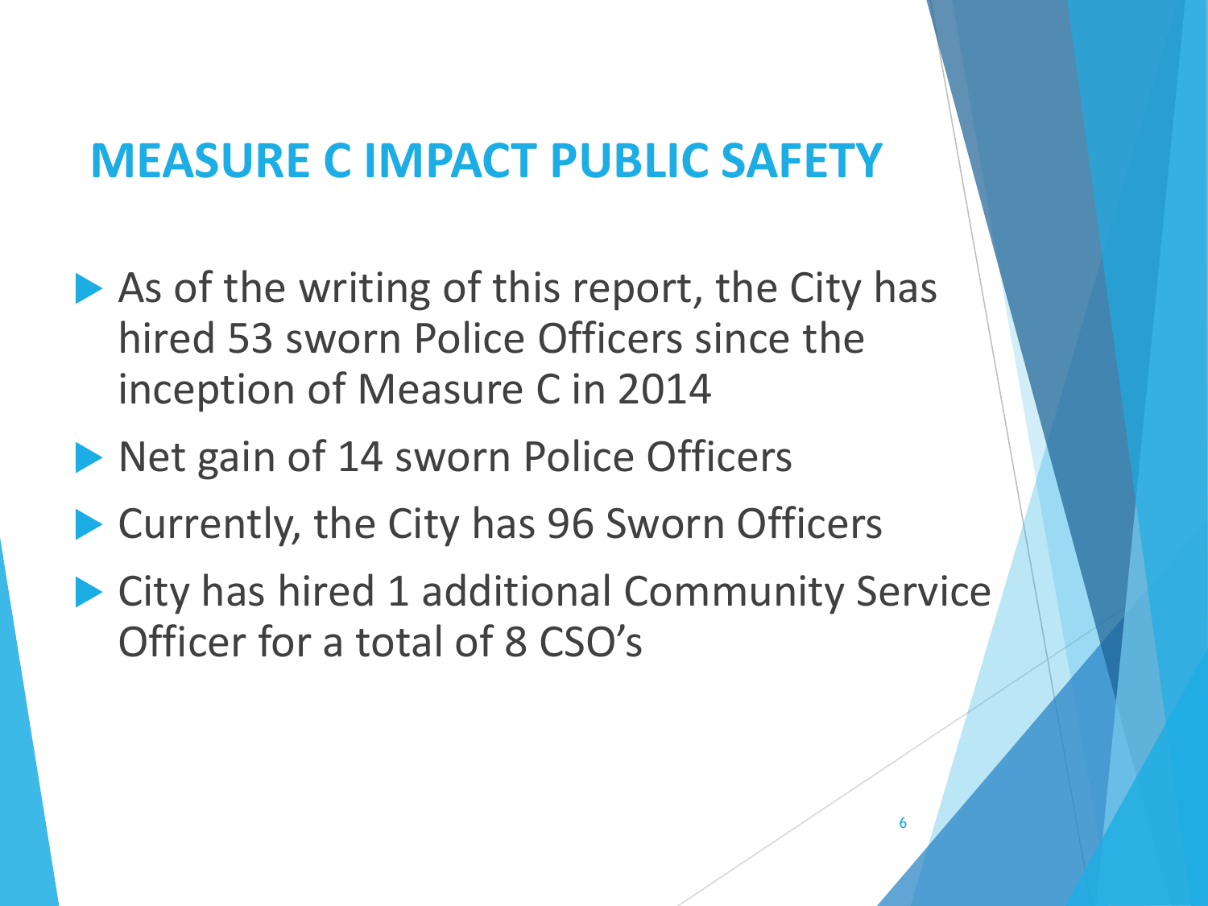# MEASURE C IMPACT PUBLIC SAFETY

- As of the writing of this report, the City has hired 53 sworn Police Officers since the inception of Measure C in 2014
- Net gain of 14 sworn Police Officers
- Currently, the City has 96 Sworn Officers
- City has hired 1 additional Community Service Officer for a total of 8 CSO's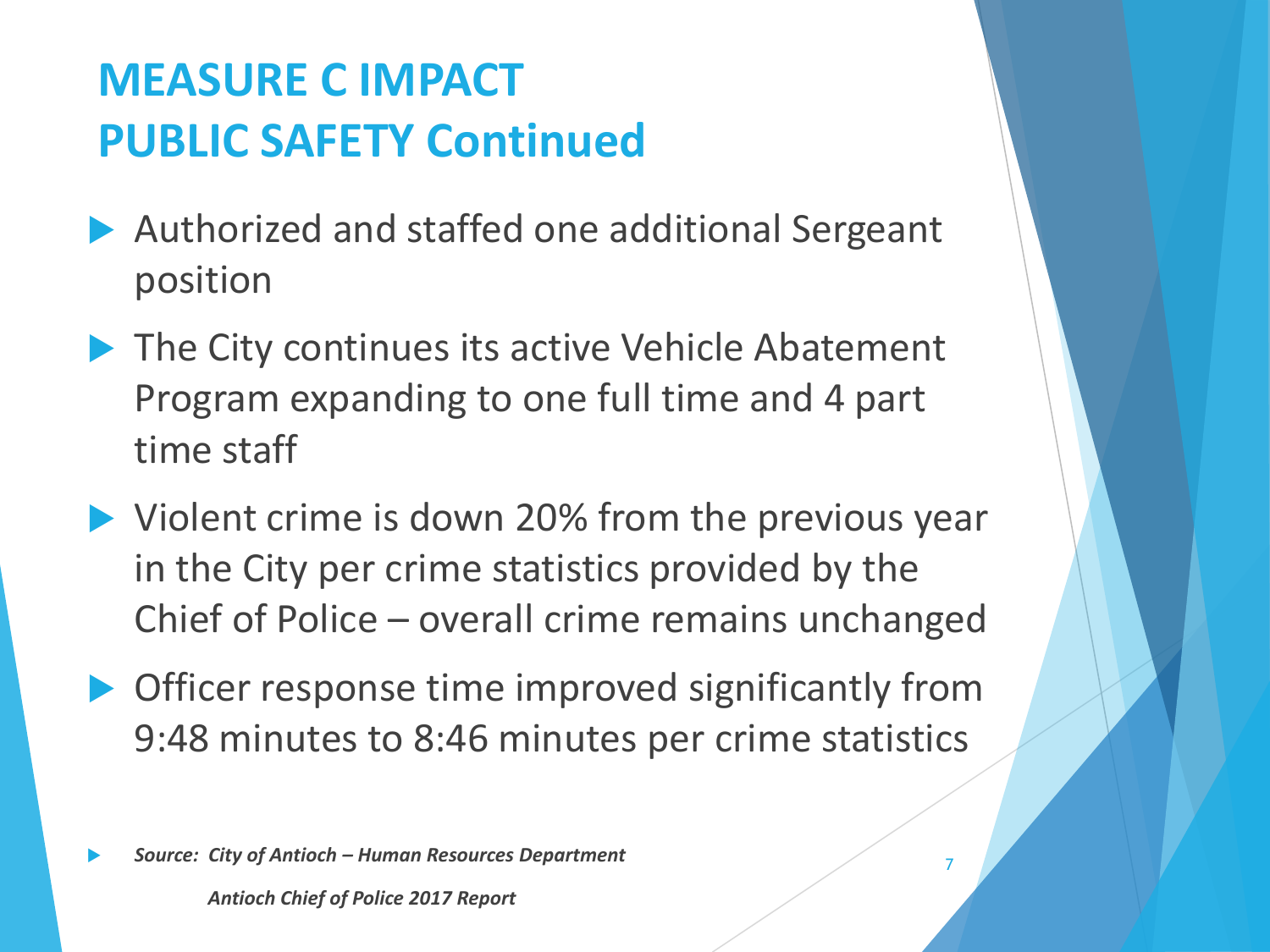# MEASURE C IMPACT
# PUBLIC SAFETY Continued

- Authorized and staffed one additional Sergeant position
- The City continues its active Vehicle Abatement Program expanding to one full time and 4 part time staff
- Violent crime is down 20% from the previous year in the City per crime statistics provided by the Chief of Police – overall crime remains unchanged
- Officer response time improved significantly from 9:48 minutes to 8:46 minutes per crime statistics

- ***Source: City of Antioch – Human Resources Department***

  ***Antioch Chief of Police 2017 Report***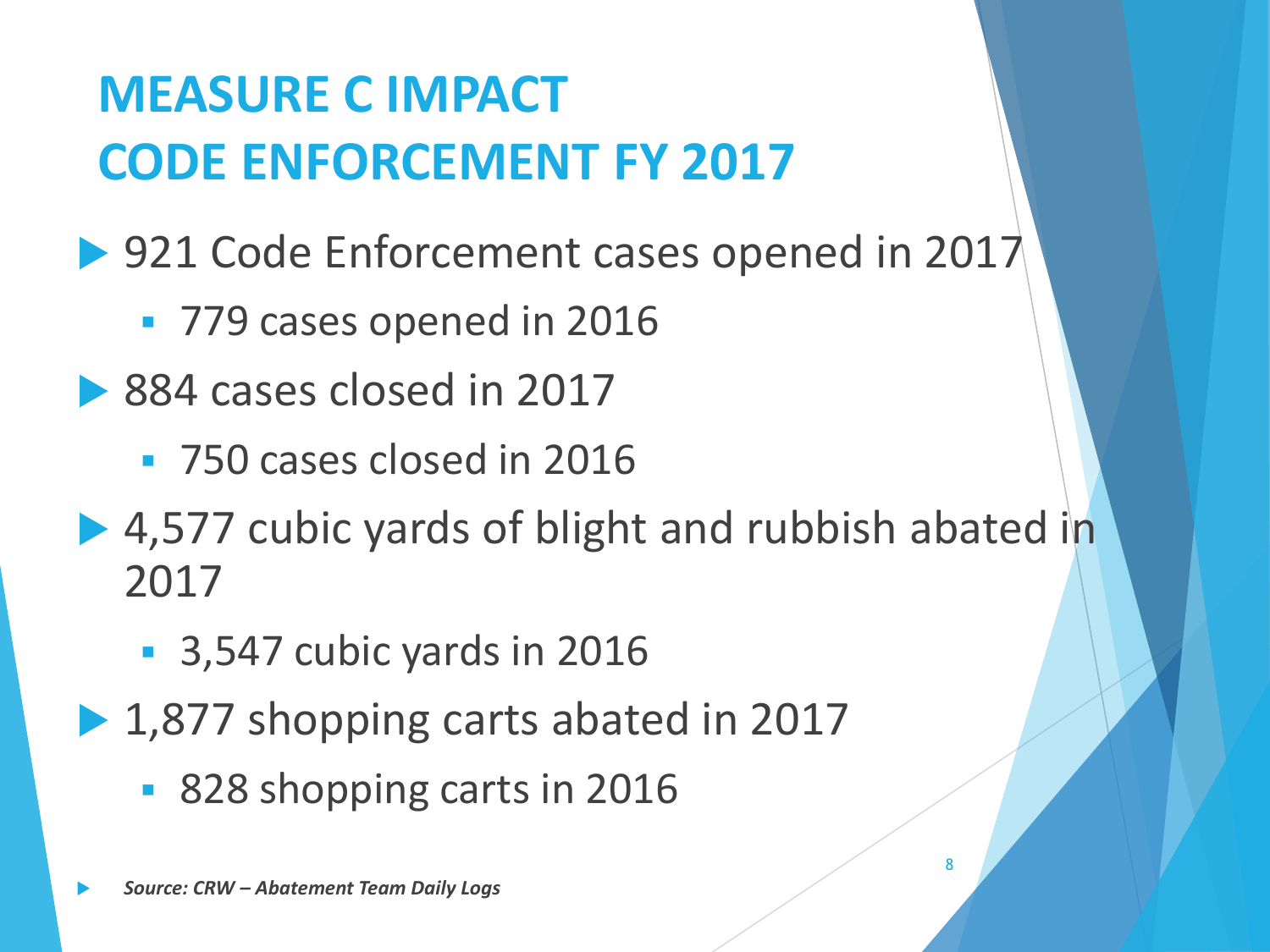# MEASURE C IMPACT
# CODE ENFORCEMENT FY 2017

- 921 Code Enforcement cases opened in 2017
  - 779 cases opened in 2016
- 884 cases closed in 2017
  - 750 cases closed in 2016
- 4,577 cubic yards of blight and rubbish abated in 2017
  - 3,547 cubic yards in 2016
- 1,877 shopping carts abated in 2017
  - 828 shopping carts in 2016

- ***Source: CRW – Abatement Team Daily Logs***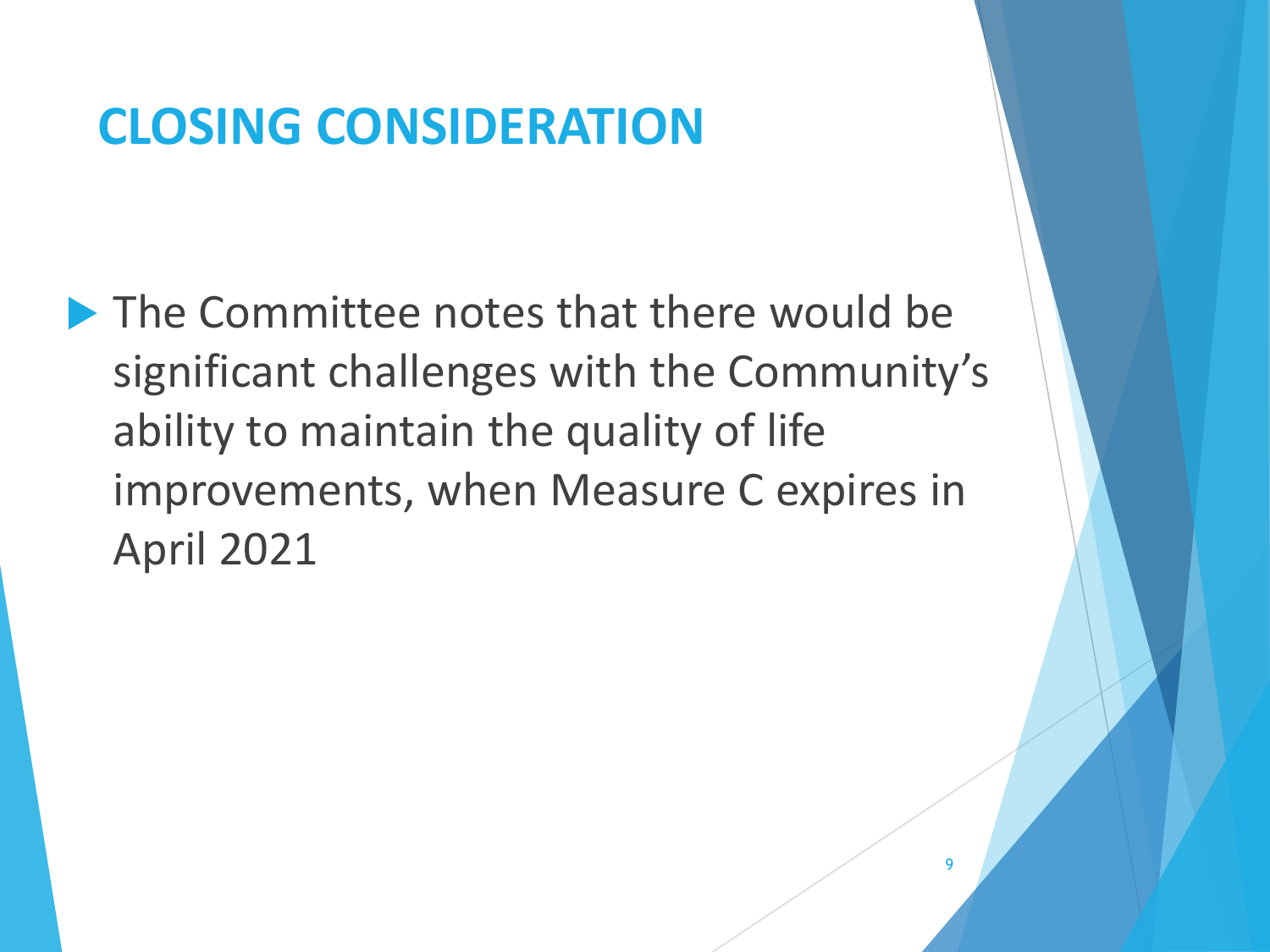# CLOSING CONSIDERATION

- The Committee notes that there would be significant challenges with the Community's ability to maintain the quality of life improvements, when Measure C expires in April 2021